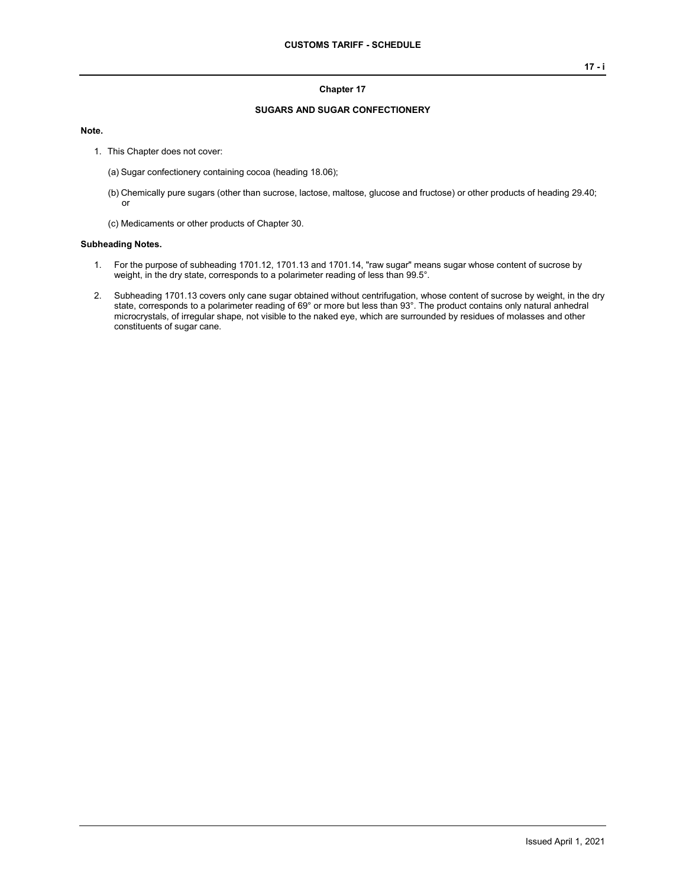# Chapter 17

## SUGARS AND SUGAR CONFECTIONERY

**Note.**

1. This Chapter does not cover:

   (a) Sugar confectionery containing cocoa (heading 18.06);

   (b) Chemically pure sugars (other than sucrose, lactose, maltose, glucose and fructose) or other products of heading 29.40; or

   (c) Medicaments or other products of Chapter 30.

**Subheading Notes.**

1. For the purpose of subheading 1701.12, 1701.13 and 1701.14, "raw sugar" means sugar whose content of sucrose by weight, in the dry state, corresponds to a polarimeter reading of less than 99.5°.

2. Subheading 1701.13 covers only cane sugar obtained without centrifugation, whose content of sucrose by weight, in the dry state, corresponds to a polarimeter reading of 69° or more but less than 93°. The product contains only natural anhedral microcrystals, of irregular shape, not visible to the naked eye, which are surrounded by residues of molasses and other constituents of sugar cane.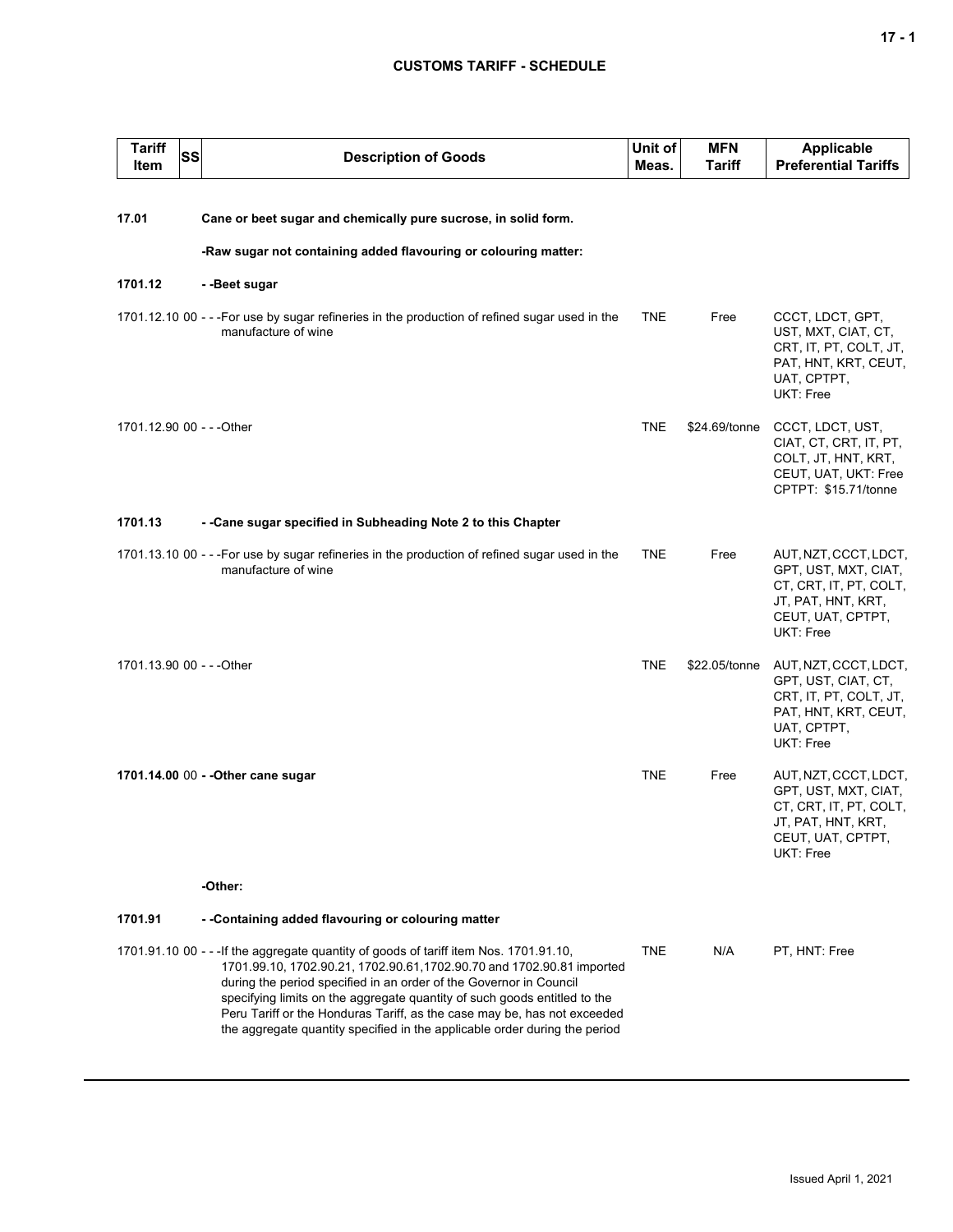# CUSTOMS TARIFF - SCHEDULE

| Tariff Item | SS | Description of Goods | Unit of Meas. | MFN Tariff | Applicable Preferential Tariffs |
|---|---|---|---|---|---|
| **17.01** | | **Cane or beet sugar and chemically pure sucrose, in solid form.** | | | |
| | | **-Raw sugar not containing added flavouring or colouring matter:** | | | |
| **1701.12** | | **- -Beet sugar** | | | |
| 1701.12.10 | 00 | - - -For use by sugar refineries in the production of refined sugar used in the manufacture of wine | TNE | Free | CCCT, LDCT, GPT, UST, MXT, CIAT, CT, CRT, IT, PT, COLT, JT, PAT, HNT, KRT, CEUT, UAT, CPTPT, UKT: Free |
| 1701.12.90 | 00 | - - -Other | TNE | $24.69/tonne | CCCT, LDCT, UST, CIAT, CT, CRT, IT, PT, COLT, JT, HNT, KRT, CEUT, UAT, UKT: Free<br>CPTPT: $15.71/tonne |
| **1701.13** | | **- -Cane sugar specified in Subheading Note 2 to this Chapter** | | | |
| 1701.13.10 | 00 | - - -For use by sugar refineries in the production of refined sugar used in the manufacture of wine | TNE | Free | AUT, NZT, CCCT, LDCT, GPT, UST, MXT, CIAT, CT, CRT, IT, PT, COLT, JT, PAT, HNT, KRT, CEUT, UAT, CPTPT, UKT: Free |
| 1701.13.90 | 00 | - - -Other | TNE | $22.05/tonne | AUT, NZT, CCCT, LDCT, GPT, UST, CIAT, CT, CRT, IT, PT, COLT, JT, PAT, HNT, KRT, CEUT, UAT, CPTPT, UKT: Free |
| **1701.14.00** | 00 | **- -Other cane sugar** | TNE | Free | AUT, NZT, CCCT, LDCT, GPT, UST, MXT, CIAT, CT, CRT, IT, PT, COLT, JT, PAT, HNT, KRT, CEUT, UAT, CPTPT, UKT: Free |
| | | **-Other:** | | | |
| **1701.91** | | **- -Containing added flavouring or colouring matter** | | | |
| 1701.91.10 | 00 | - - -If the aggregate quantity of goods of tariff item Nos. 1701.91.10, 1701.99.10, 1702.90.21, 1702.90.61,1702.90.70 and 1702.90.81 imported during the period specified in an order of the Governor in Council specifying limits on the aggregate quantity of such goods entitled to the Peru Tariff or the Honduras Tariff, as the case may be, has not exceeded the aggregate quantity specified in the applicable order during the period | TNE | N/A | PT, HNT: Free |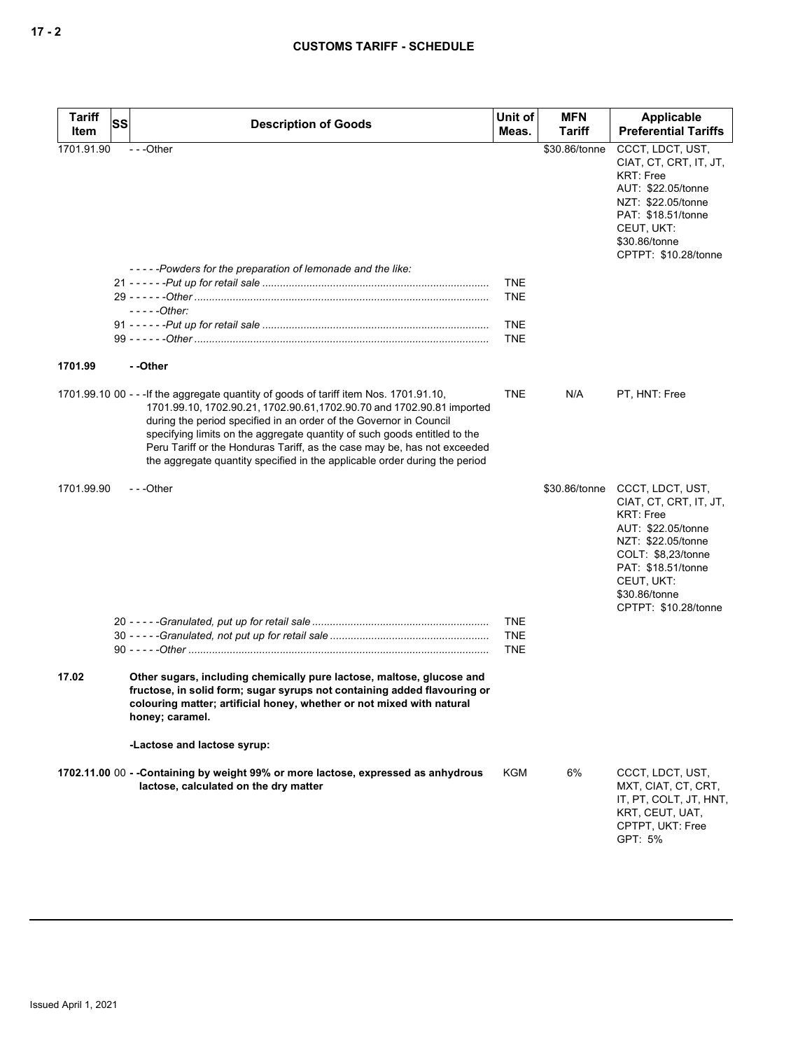| Tariff Item | SS | Description of Goods | Unit of Meas. | MFN Tariff | Applicable Preferential Tariffs |
|---|---|---|---|---|---|
| 1701.91.90 | | - - -Other | | $30.86/tonne | CCCT, LDCT, UST, CIAT, CT, CRT, IT, JT, KRT: Free<br>AUT: $22.05/tonne<br>NZT: $22.05/tonne<br>PAT: $18.51/tonne<br>CEUT, UKT: $30.86/tonne<br>CPTPT: $10.28/tonne |
| | | *- - - - -Powders for the preparation of lemonade and the like:* | | | |
| | 21 | *- - - - - -Put up for retail sale* | TNE | | |
| | 29 | *- - - - - -Other* | TNE | | |
| | | *- - - - -Other:* | | | |
| | 91 | *- - - - - -Put up for retail sale* | TNE | | |
| | 99 | *- - - - - -Other* | TNE | | |
| **1701.99** | | **- -Other** | | | |
| 1701.99.10 | 00 | - - -If the aggregate quantity of goods of tariff item Nos. 1701.91.10, 1701.99.10, 1702.90.21, 1702.90.61,1702.90.70 and 1702.90.81 imported during the period specified in an order of the Governor in Council specifying limits on the aggregate quantity of such goods entitled to the Peru Tariff or the Honduras Tariff, as the case may be, has not exceeded the aggregate quantity specified in the applicable order during the period | TNE | N/A | PT, HNT: Free |
| 1701.99.90 | | - - -Other | | $30.86/tonne | CCCT, LDCT, UST, CIAT, CT, CRT, IT, JT, KRT: Free<br>AUT: $22.05/tonne<br>NZT: $22.05/tonne<br>COLT: $8,23/tonne<br>PAT: $18.51/tonne<br>CEUT, UKT: $30.86/tonne<br>CPTPT: $10.28/tonne |
| | 20 | *- - - - -Granulated, put up for retail sale* | TNE | | |
| | 30 | *- - - - -Granulated, not put up for retail sale* | TNE | | |
| | 90 | *- - - - -Other* | TNE | | |
| **17.02** | | **Other sugars, including chemically pure lactose, maltose, glucose and fructose, in solid form; sugar syrups not containing added flavouring or colouring matter; artificial honey, whether or not mixed with natural honey; caramel.** | | | |
| | | **-Lactose and lactose syrup:** | | | |
| **1702.11.00** | 00 | **- -Containing by weight 99% or more lactose, expressed as anhydrous lactose, calculated on the dry matter** | KGM | 6% | CCCT, LDCT, UST, MXT, CIAT, CT, CRT, IT, PT, COLT, JT, HNT, KRT, CEUT, UAT, CPTPT, UKT: Free<br>GPT: 5% |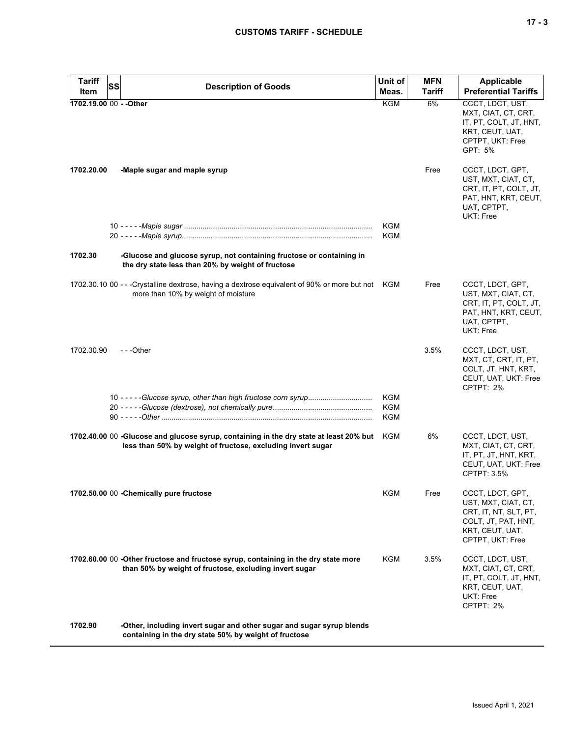| Tariff Item | SS | Description of Goods | Unit of Meas. | MFN Tariff | Applicable Preferential Tariffs |
|---|---|---|---|---|---|
| **1702.19.00** | 00 | **- -Other** | KGM | 6% | CCCT, LDCT, UST, MXT, CIAT, CT, CRT, IT, PT, COLT, JT, HNT, KRT, CEUT, UAT, CPTPT, UKT: Free<br>GPT: 5% |
| **1702.20.00** | | **-Maple sugar and maple syrup** | | Free | CCCT, LDCT, GPT, UST, MXT, CIAT, CT, CRT, IT, PT, COLT, JT, PAT, HNT, KRT, CEUT, UAT, CPTPT, UKT: Free |
| | 10 | - - - - -*Maple sugar* | KGM | | |
| | 20 | - - - - -*Maple syrup* | KGM | | |
| **1702.30** | | **-Glucose and glucose syrup, not containing fructose or containing in the dry state less than 20% by weight of fructose** | | | |
| 1702.30.10 | 00 | - - -Crystalline dextrose, having a dextrose equivalent of 90% or more but not more than 10% by weight of moisture | KGM | Free | CCCT, LDCT, GPT, UST, MXT, CIAT, CT, CRT, IT, PT, COLT, JT, PAT, HNT, KRT, CEUT, UAT, CPTPT, UKT: Free |
| 1702.30.90 | | - - -Other | | 3.5% | CCCT, LDCT, UST, MXT, CT, CRT, IT, PT, COLT, JT, HNT, KRT, CEUT, UAT, UKT: Free<br>CPTPT: 2% |
| | 10 | - - - - -*Glucose syrup, other than high fructose corn syrup* | KGM | | |
| | 20 | - - - - -*Glucose (dextrose), not chemically pure* | KGM | | |
| | 90 | - - - - -*Other* | KGM | | |
| **1702.40.00** | 00 | **-Glucose and glucose syrup, containing in the dry state at least 20% but less than 50% by weight of fructose, excluding invert sugar** | KGM | 6% | CCCT, LDCT, UST, MXT, CIAT, CT, CRT, IT, PT, JT, HNT, KRT, CEUT, UAT, UKT: Free<br>CPTPT: 3.5% |
| **1702.50.00** | 00 | **-Chemically pure fructose** | KGM | Free | CCCT, LDCT, GPT, UST, MXT, CIAT, CT, CRT, IT, NT, SLT, PT, COLT, JT, PAT, HNT, KRT, CEUT, UAT, CPTPT, UKT: Free |
| **1702.60.00** | 00 | **-Other fructose and fructose syrup, containing in the dry state more than 50% by weight of fructose, excluding invert sugar** | KGM | 3.5% | CCCT, LDCT, UST, MXT, CIAT, CT, CRT, IT, PT, COLT, JT, HNT, KRT, CEUT, UAT, UKT: Free<br>CPTPT: 2% |
| **1702.90** | | **-Other, including invert sugar and other sugar and sugar syrup blends containing in the dry state 50% by weight of fructose** | | | |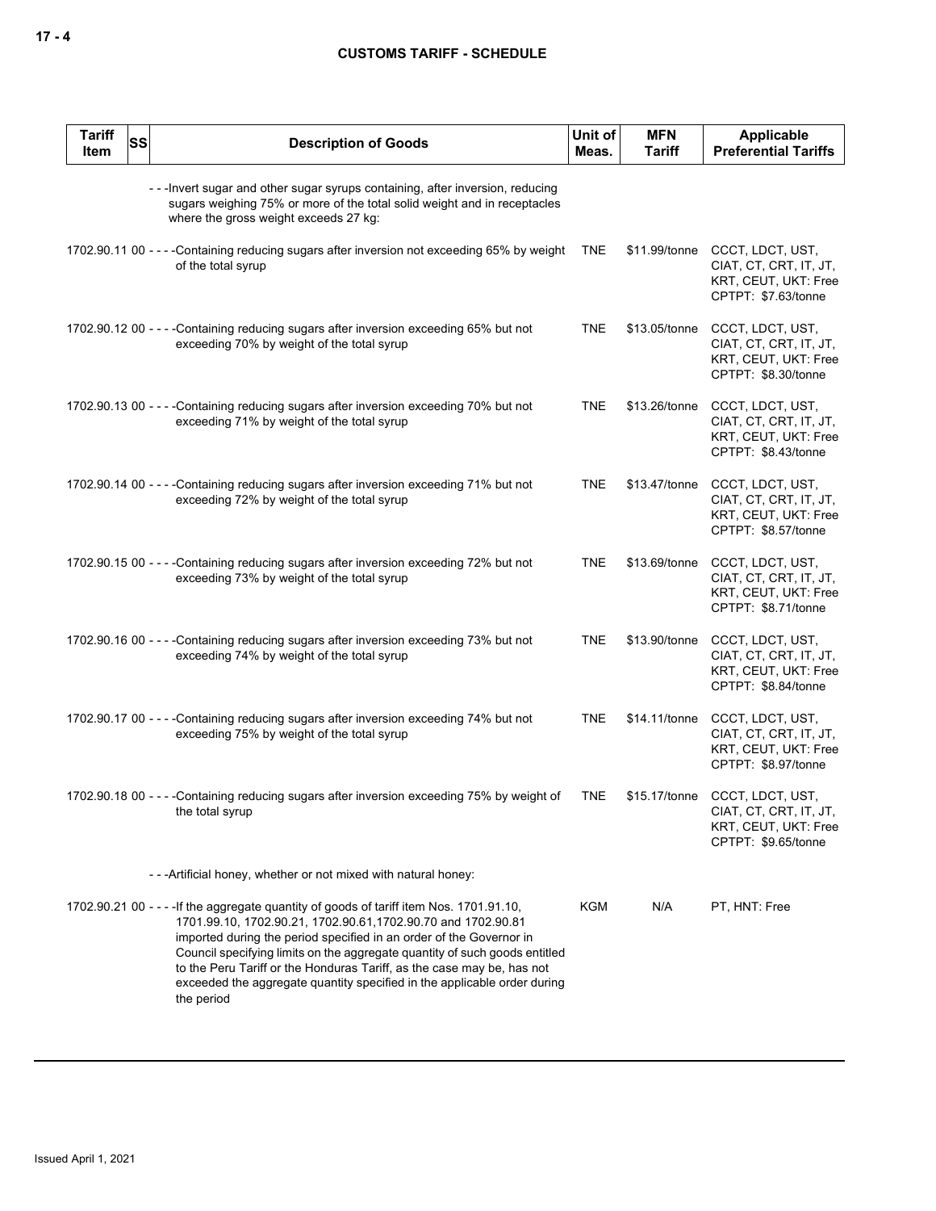| Tariff Item | SS | Description of Goods | Unit of Meas. | MFN Tariff | Applicable Preferential Tariffs |
|---|---|---|---|---|---|
| | | - - -Invert sugar and other sugar syrups containing, after inversion, reducing sugars weighing 75% or more of the total solid weight and in receptacles where the gross weight exceeds 27 kg: | | | |
| 1702.90.11 | 00 | - - - -Containing reducing sugars after inversion not exceeding 65% by weight of the total syrup | TNE | $11.99/tonne | CCCT, LDCT, UST, CIAT, CT, CRT, IT, JT, KRT, CEUT, UKT: Free CPTPT: $7.63/tonne |
| 1702.90.12 | 00 | - - - -Containing reducing sugars after inversion exceeding 65% but not exceeding 70% by weight of the total syrup | TNE | $13.05/tonne | CCCT, LDCT, UST, CIAT, CT, CRT, IT, JT, KRT, CEUT, UKT: Free CPTPT: $8.30/tonne |
| 1702.90.13 | 00 | - - - -Containing reducing sugars after inversion exceeding 70% but not exceeding 71% by weight of the total syrup | TNE | $13.26/tonne | CCCT, LDCT, UST, CIAT, CT, CRT, IT, JT, KRT, CEUT, UKT: Free CPTPT: $8.43/tonne |
| 1702.90.14 | 00 | - - - -Containing reducing sugars after inversion exceeding 71% but not exceeding 72% by weight of the total syrup | TNE | $13.47/tonne | CCCT, LDCT, UST, CIAT, CT, CRT, IT, JT, KRT, CEUT, UKT: Free CPTPT: $8.57/tonne |
| 1702.90.15 | 00 | - - - -Containing reducing sugars after inversion exceeding 72% but not exceeding 73% by weight of the total syrup | TNE | $13.69/tonne | CCCT, LDCT, UST, CIAT, CT, CRT, IT, JT, KRT, CEUT, UKT: Free CPTPT: $8.71/tonne |
| 1702.90.16 | 00 | - - - -Containing reducing sugars after inversion exceeding 73% but not exceeding 74% by weight of the total syrup | TNE | $13.90/tonne | CCCT, LDCT, UST, CIAT, CT, CRT, IT, JT, KRT, CEUT, UKT: Free CPTPT: $8.84/tonne |
| 1702.90.17 | 00 | - - - -Containing reducing sugars after inversion exceeding 74% but not exceeding 75% by weight of the total syrup | TNE | $14.11/tonne | CCCT, LDCT, UST, CIAT, CT, CRT, IT, JT, KRT, CEUT, UKT: Free CPTPT: $8.97/tonne |
| 1702.90.18 | 00 | - - - -Containing reducing sugars after inversion exceeding 75% by weight of the total syrup | TNE | $15.17/tonne | CCCT, LDCT, UST, CIAT, CT, CRT, IT, JT, KRT, CEUT, UKT: Free CPTPT: $9.65/tonne |
| | | - - -Artificial honey, whether or not mixed with natural honey: | | | |
| 1702.90.21 | 00 | - - - -If the aggregate quantity of goods of tariff item Nos. 1701.91.10, 1701.99.10, 1702.90.21, 1702.90.61,1702.90.70 and 1702.90.81 imported during the period specified in an order of the Governor in Council specifying limits on the aggregate quantity of such goods entitled to the Peru Tariff or the Honduras Tariff, as the case may be, has not exceeded the aggregate quantity specified in the applicable order during the period | KGM | N/A | PT, HNT: Free |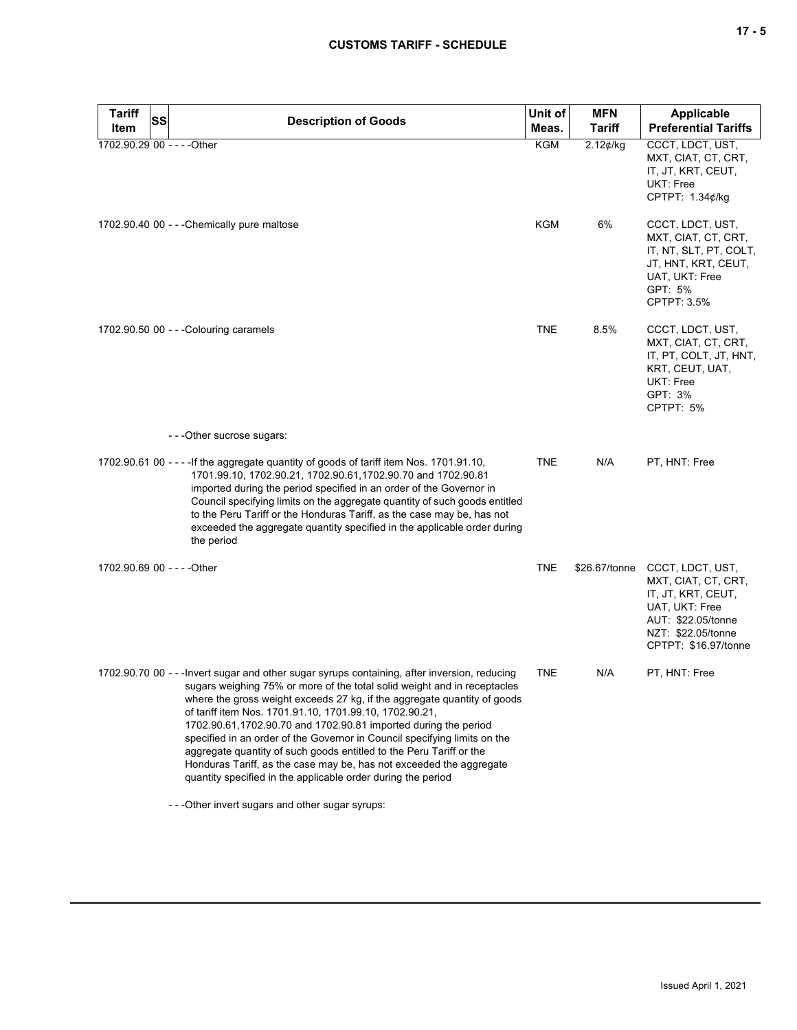| Tariff Item | SS | Description of Goods | Unit of Meas. | MFN Tariff | Applicable Preferential Tariffs |
|---|---|---|---|---|---|
| 1702.90.29 | 00 | - - - -Other | KGM | 2.12¢/kg | CCCT, LDCT, UST, MXT, CIAT, CT, CRT, IT, JT, KRT, CEUT, UKT: Free<br>CPTPT: 1.34¢/kg |
| 1702.90.40 | 00 | - - -Chemically pure maltose | KGM | 6% | CCCT, LDCT, UST, MXT, CIAT, CT, CRT, IT, NT, SLT, PT, COLT, JT, HNT, KRT, CEUT, UAT, UKT: Free<br>GPT: 5%<br>CPTPT: 3.5% |
| 1702.90.50 | 00 | - - -Colouring caramels | TNE | 8.5% | CCCT, LDCT, UST, MXT, CIAT, CT, CRT, IT, PT, COLT, JT, HNT, KRT, CEUT, UAT, UKT: Free<br>GPT: 3%<br>CPTPT: 5% |
| | | - - -Other sucrose sugars: | | | |
| 1702.90.61 | 00 | - - - -If the aggregate quantity of goods of tariff item Nos. 1701.91.10, 1701.99.10, 1702.90.21, 1702.90.61,1702.90.70 and 1702.90.81 imported during the period specified in an order of the Governor in Council specifying limits on the aggregate quantity of such goods entitled to the Peru Tariff or the Honduras Tariff, as the case may be, has not exceeded the aggregate quantity specified in the applicable order during the period | TNE | N/A | PT, HNT: Free |
| 1702.90.69 | 00 | - - - -Other | TNE | $26.67/tonne | CCCT, LDCT, UST, MXT, CIAT, CT, CRT, IT, JT, KRT, CEUT, UAT, UKT: Free<br>AUT: $22.05/tonne<br>NZT: $22.05/tonne<br>CPTPT: $16.97/tonne |
| 1702.90.70 | 00 | - - -Invert sugar and other sugar syrups containing, after inversion, reducing sugars weighing 75% or more of the total solid weight and in receptacles where the gross weight exceeds 27 kg, if the aggregate quantity of goods of tariff item Nos. 1701.91.10, 1701.99.10, 1702.90.21, 1702.90.61,1702.90.70 and 1702.90.81 imported during the period specified in an order of the Governor in Council specifying limits on the aggregate quantity of such goods entitled to the Peru Tariff or the Honduras Tariff, as the case may be, has not exceeded the aggregate quantity specified in the applicable order during the period | TNE | N/A | PT, HNT: Free |
| | | - - -Other invert sugars and other sugar syrups: | | | |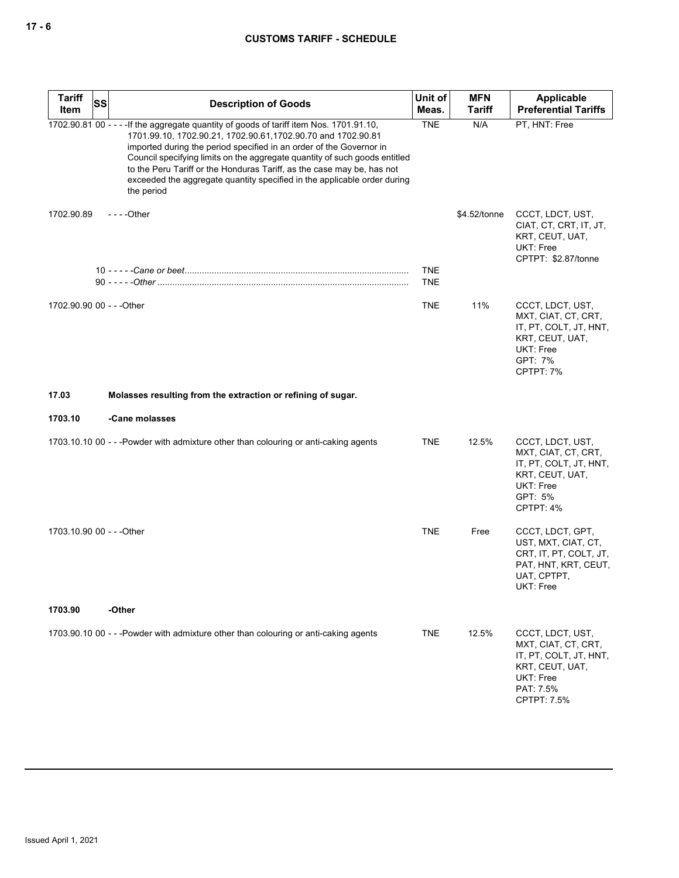| Tariff Item | SS | Description of Goods | Unit of Meas. | MFN Tariff | Applicable Preferential Tariffs |
|---|---|---|---|---|---|
| 1702.90.81 | 00 | - - - -If the aggregate quantity of goods of tariff item Nos. 1701.91.10, 1701.99.10, 1702.90.21, 1702.90.61,1702.90.70 and 1702.90.81 imported during the period specified in an order of the Governor in Council specifying limits on the aggregate quantity of such goods entitled to the Peru Tariff or the Honduras Tariff, as the case may be, has not exceeded the aggregate quantity specified in the applicable order during the period | TNE | N/A | PT, HNT: Free |
| 1702.90.89 | | - - - -Other | | $4.52/tonne | CCCT, LDCT, UST, CIAT, CT, CRT, IT, JT, KRT, CEUT, UAT, UKT: Free<br>CPTPT: $2.87/tonne |
| | 10 | - - - - -*Cane or beet* | TNE | | |
| | 90 | - - - - -*Other* | TNE | | |
| 1702.90.90 | 00 | - - -Other | TNE | 11% | CCCT, LDCT, UST, MXT, CIAT, CT, CRT, IT, PT, COLT, JT, HNT, KRT, CEUT, UAT, UKT: Free<br>GPT: 7%<br>CPTPT: 7% |
| **17.03** | | **Molasses resulting from the extraction or refining of sugar.** | | | |
| **1703.10** | | **-Cane molasses** | | | |
| 1703.10.10 | 00 | - - -Powder with admixture other than colouring or anti-caking agents | TNE | 12.5% | CCCT, LDCT, UST, MXT, CIAT, CT, CRT, IT, PT, COLT, JT, HNT, KRT, CEUT, UAT, UKT: Free<br>GPT: 5%<br>CPTPT: 4% |
| 1703.10.90 | 00 | - - -Other | TNE | Free | CCCT, LDCT, GPT, UST, MXT, CIAT, CT, CRT, IT, PT, COLT, JT, PAT, HNT, KRT, CEUT, UAT, CPTPT, UKT: Free |
| **1703.90** | | **-Other** | | | |
| 1703.90.10 | 00 | - - -Powder with admixture other than colouring or anti-caking agents | TNE | 12.5% | CCCT, LDCT, UST, MXT, CIAT, CT, CRT, IT, PT, COLT, JT, HNT, KRT, CEUT, UAT, UKT: Free<br>PAT: 7.5%<br>CPTPT: 7.5% |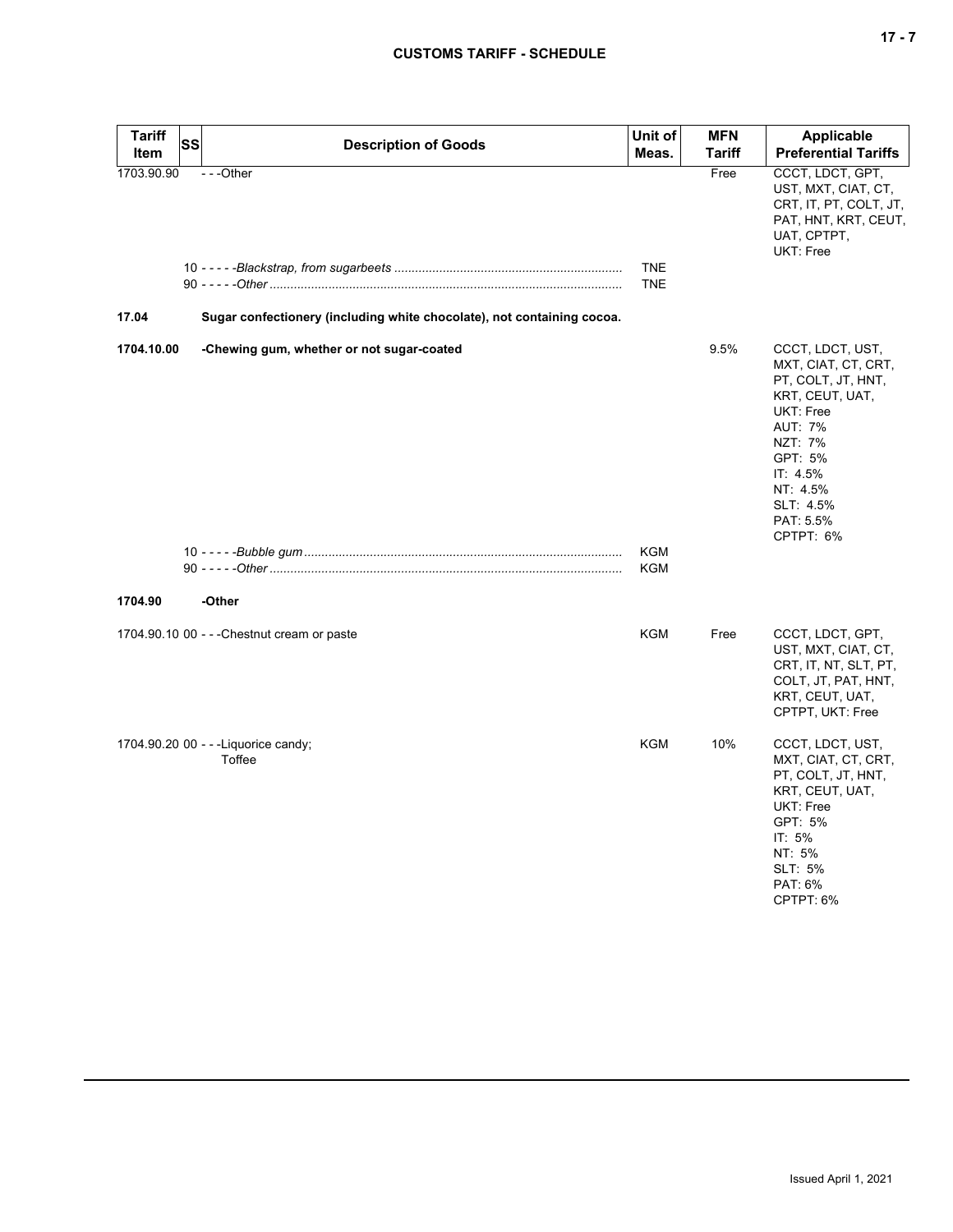| Tariff Item | SS | Description of Goods | Unit of Meas. | MFN Tariff | Applicable Preferential Tariffs |
|---|---|---|---|---|---|
| 1703.90.90 | | - - -Other | | Free | CCCT, LDCT, GPT, UST, MXT, CIAT, CT, CRT, IT, PT, COLT, JT, PAT, HNT, KRT, CEUT, UAT, CPTPT, UKT: Free |
| | | 10 - - - - -*Blackstrap, from sugarbeets* | TNE | | |
| | | 90 - - - - -*Other* | TNE | | |
| **17.04** | | **Sugar confectionery (including white chocolate), not containing cocoa.** | | | |
| **1704.10.00** | | **-Chewing gum, whether or not sugar-coated** | | 9.5% | CCCT, LDCT, UST, MXT, CIAT, CT, CRT, PT, COLT, JT, HNT, KRT, CEUT, UAT, UKT: Free<br>AUT: 7%<br>NZT: 7%<br>GPT: 5%<br>IT: 4.5%<br>NT: 4.5%<br>SLT: 4.5%<br>PAT: 5.5%<br>CPTPT: 6% |
| | | 10 - - - - -*Bubble gum* | KGM | | |
| | | 90 - - - - -*Other* | KGM | | |
| **1704.90** | | **-Other** | | | |
| 1704.90.10 | 00 | - - -Chestnut cream or paste | KGM | Free | CCCT, LDCT, GPT, UST, MXT, CIAT, CT, CRT, IT, NT, SLT, PT, COLT, JT, PAT, HNT, KRT, CEUT, UAT, CPTPT, UKT: Free |
| 1704.90.20 | 00 | - - -Liquorice candy;<br>Toffee | KGM | 10% | CCCT, LDCT, UST, MXT, CIAT, CT, CRT, PT, COLT, JT, HNT, KRT, CEUT, UAT, UKT: Free<br>GPT: 5%<br>IT: 5%<br>NT: 5%<br>SLT: 5%<br>PAT: 6%<br>CPTPT: 6% |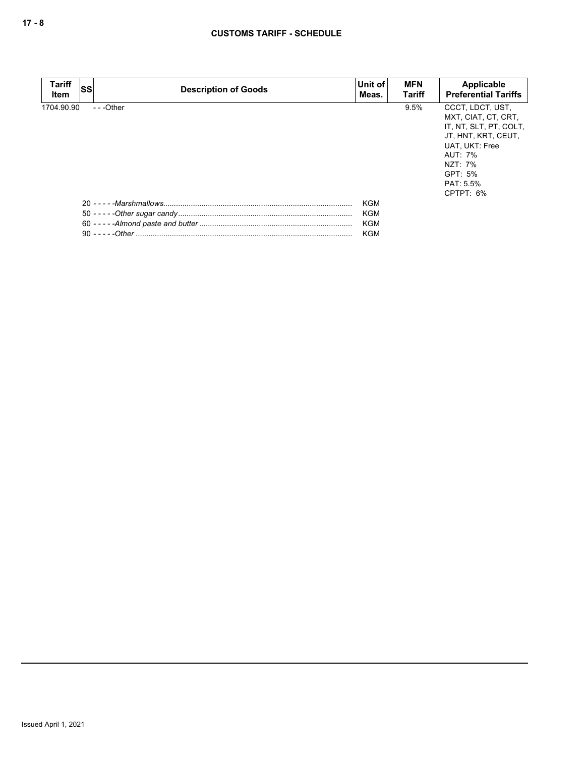| Tariff Item | SS | Description of Goods | Unit of Meas. | MFN Tariff | Applicable Preferential Tariffs |
|---|---|---|---|---|---|
| 1704.90.90 | | - - -Other | | 9.5% | CCCT, LDCT, UST, MXT, CIAT, CT, CRT, IT, NT, SLT, PT, COLT, JT, HNT, KRT, CEUT, UAT, UKT: Free<br>AUT: 7%<br>NZT: 7%<br>GPT: 5%<br>PAT: 5.5%<br>CPTPT: 6% |
| | | 20 - - - - -*Marshmallows* | KGM | | |
| | | 50 - - - - -*Other sugar candy* | KGM | | |
| | | 60 - - - - -*Almond paste and butter* | KGM | | |
| | | 90 - - - - -*Other* | KGM | | |